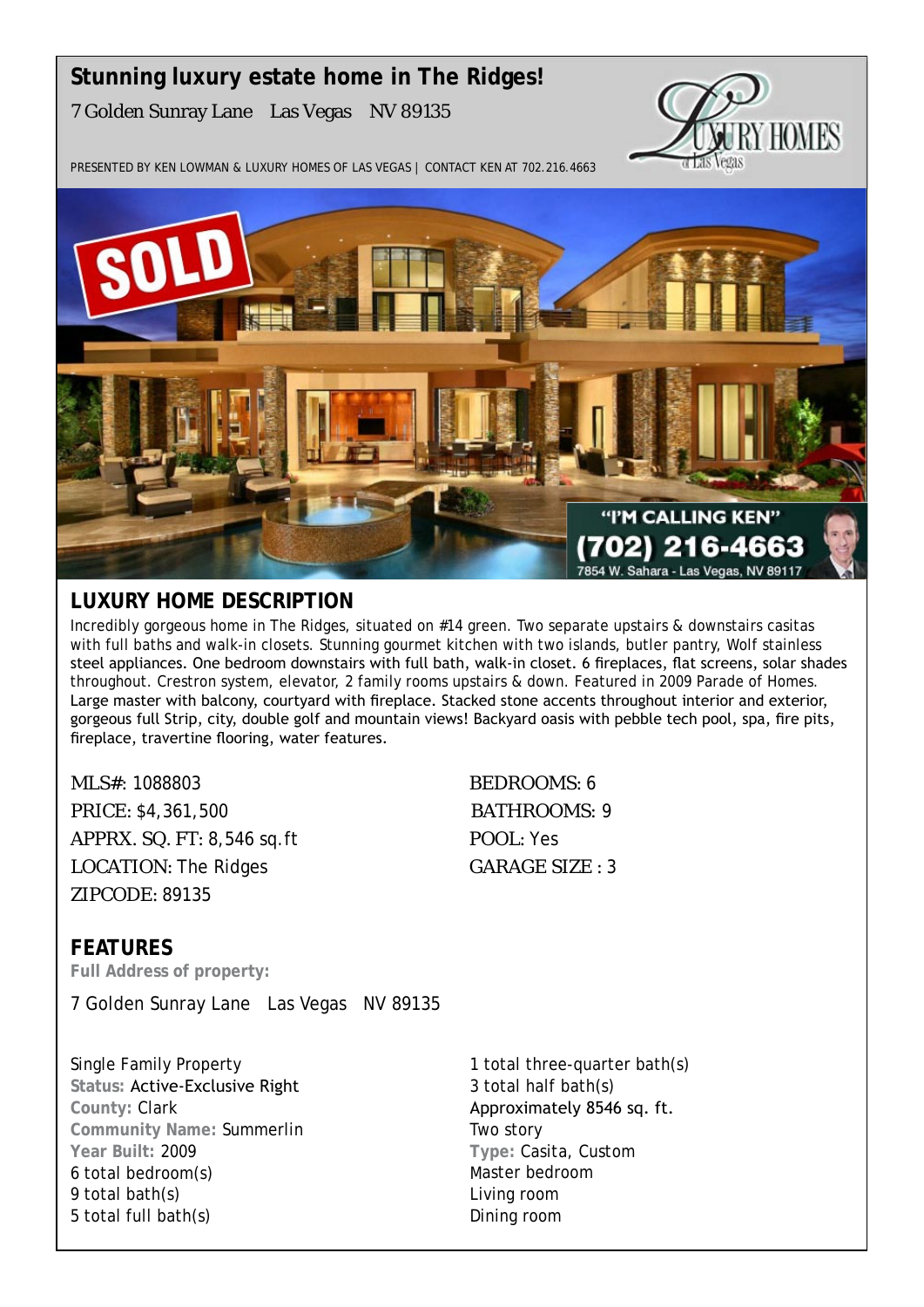# Stunning luxury estate home in The Ridges!

7 Golden Sunray Lane   Las Vegas   NV 89135

PRESENTED BY KEN LOWMAN & LUXURY HOMES OF LAS VEGAS | CONTACT KEN AT 702.216.4663

## LUXURY HOME DESCRIPTION

Incredibly gorgeous home in The Ridges, situated on #14 green. Two separate upstairs & downstairs casitas with full baths and walk-in closets. Stunning gourmet kitchen with two islands, butler pantry, Wolf stainless steel appliances. One bedroom downstairs with full bath, walk-in closet. 6 fireplaces, flat screens, solar shades throughout. Crestron system, elevator, 2 family rooms upstairs & down. Featured in 2009 Parade of Homes. Large master with balcony, courtyard with fireplace. Stacked stone accents throughout interior and exterior, gorgeous full Strip, city, double golf and mountain views! Backyard oasis with pebble tech pool, spa, fire pits, fireplace, travertine flooring, water features.

MLS#: 1088803
PRICE: $4,361,500
APPRX. SQ. FT: 8,546 sq.ft
LOCATION: The Ridges
ZIPCODE: 89135

BEDROOMS: 6
BATHROOMS: 9
POOL: Yes
GARAGE SIZE : 3

## FEATURES

**Full Address of property:**

7 Golden Sunray Lane   Las Vegas   NV 89135

Single Family Property
**Status:** Active-Exclusive Right
**County:** Clark
**Community Name:** Summerlin
**Year Built:** 2009
6 total bedroom(s)
9 total bath(s)
5 total full bath(s)

1 total three-quarter bath(s)
3 total half bath(s)
Approximately 8546 sq. ft.
Two story
**Type:** Casita, Custom
Master bedroom
Living room
Dining room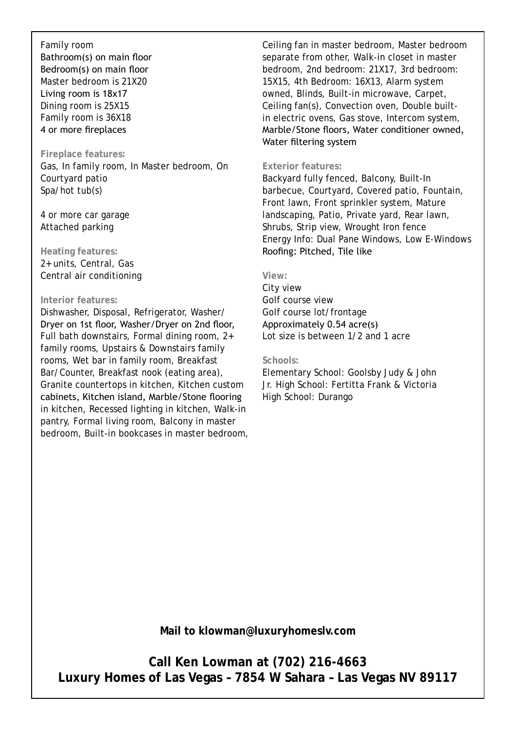Family room
Bathroom(s) on main floor
Bedroom(s) on main floor
Master bedroom is 21X20
Living room is 18x17
Dining room is 25X15
Family room is 36X18
4 or more fireplaces

**Fireplace features:**
Gas, In family room, In Master bedroom, On Courtyard patio
Spa/hot tub(s)

4 or more car garage
Attached parking

**Heating features:**
2+ units, Central, Gas
Central air conditioning

**Interior features:**
Dishwasher, Disposal, Refrigerator, Washer/Dryer on 1st floor, Washer/Dryer on 2nd floor, Full bath downstairs, Formal dining room, 2+ family rooms, Upstairs & Downstairs family rooms, Wet bar in family room, Breakfast Bar/Counter, Breakfast nook (eating area), Granite countertops in kitchen, Kitchen custom cabinets, Kitchen island, Marble/Stone flooring in kitchen, Recessed lighting in kitchen, Walk-in pantry, Formal living room, Balcony in master bedroom, Built-in bookcases in master bedroom, Ceiling fan in master bedroom, Master bedroom separate from other, Walk-in closet in master bedroom, 2nd bedroom: 21X17, 3rd bedroom: 15X15, 4th Bedroom: 16X13, Alarm system owned, Blinds, Built-in microwave, Carpet, Ceiling fan(s), Convection oven, Double built-in electric ovens, Gas stove, Intercom system, Marble/Stone floors, Water conditioner owned, Water filtering system

**Exterior features:**
Backyard fully fenced, Balcony, Built-In barbecue, Courtyard, Covered patio, Fountain, Front lawn, Front sprinkler system, Mature landscaping, Patio, Private yard, Rear lawn, Shrubs, Strip view, Wrought Iron fence
Energy Info: Dual Pane Windows, Low E-Windows
Roofing: Pitched, Tile like

**View:**
City view
Golf course view
Golf course lot/frontage
Approximately 0.54 acre(s)
Lot size is between 1/2 and 1 acre

**Schools:**
Elementary School: Goolsby Judy & John
Jr. High School: Fertitta Frank & Victoria
High School: Durango

**Mail to klowman@luxuryhomeslv.com**

**Call Ken Lowman at (702) 216-4663**
**Luxury Homes of Las Vegas – 7854 W Sahara – Las Vegas NV 89117**